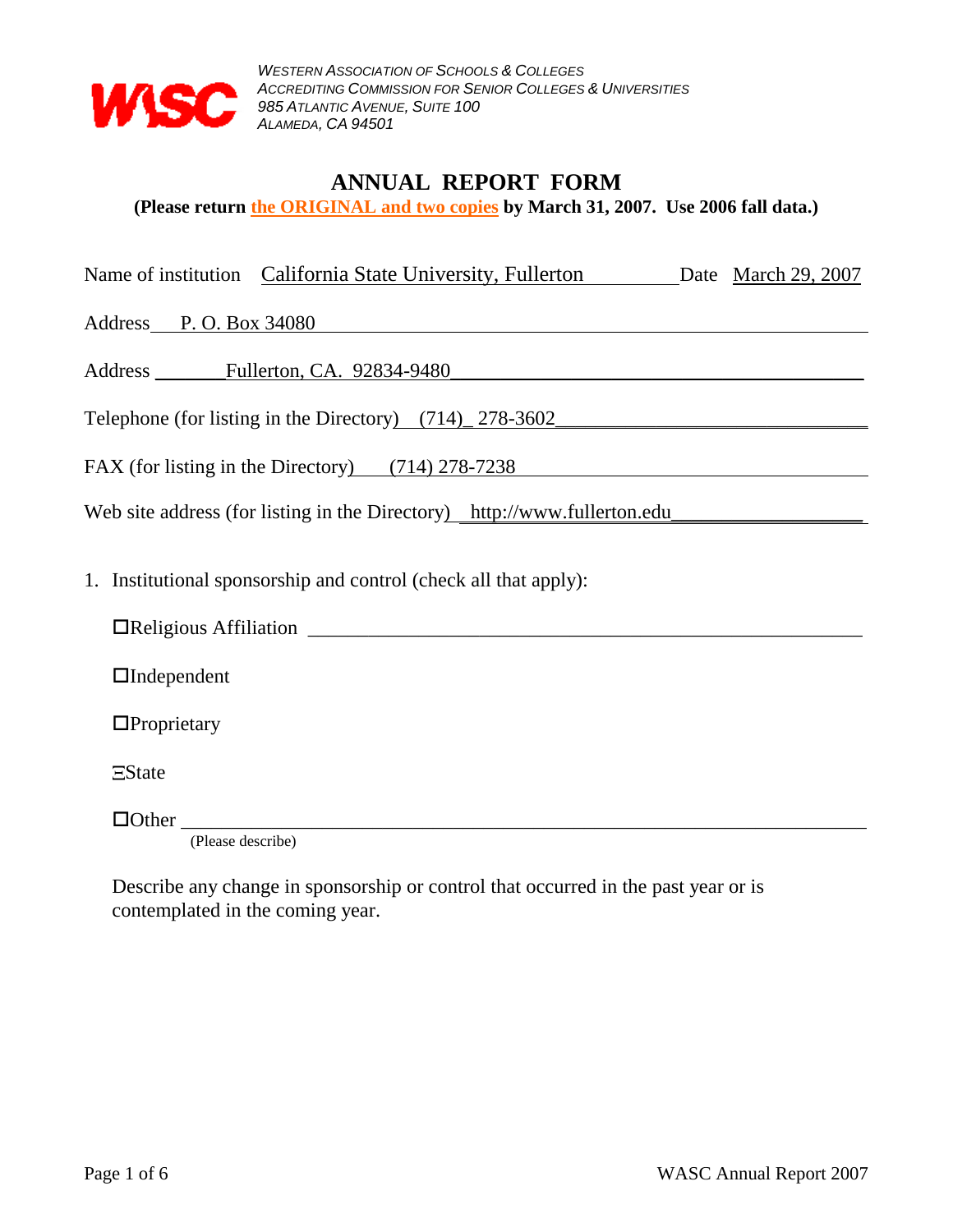WESTERN ASSOCIATION OF SCHOOLS & COLLEGES
ACCREDITING COMMISSION FOR SENIOR COLLEGES & UNIVERSITIES
985 ATLANTIC AVENUE, SUITE 100
ALAMEDA, CA 94501

# ANNUAL REPORT FORM

**(Please return the ORIGINAL and two copies by March 31, 2007. Use 2006 fall data.)**

Name of institution: California State University, Fullerton    Date: March 29, 2007

Address: P. O. Box 34080

Address: Fullerton, CA. 92834-9480

Telephone (for listing in the Directory): (714) 278-3602

FAX (for listing in the Directory): (714) 278-7238

Web site address (for listing in the Directory): http://www.fullerton.edu

1. Institutional sponsorship and control (check all that apply):

   - ☐ Religious Affiliation ______________________
   - ☐ Independent
   - ☐ Proprietary
   - ☒ State
   - ☐ Other ______________________
     (Please describe)

   Describe any change in sponsorship or control that occurred in the past year or is contemplated in the coming year.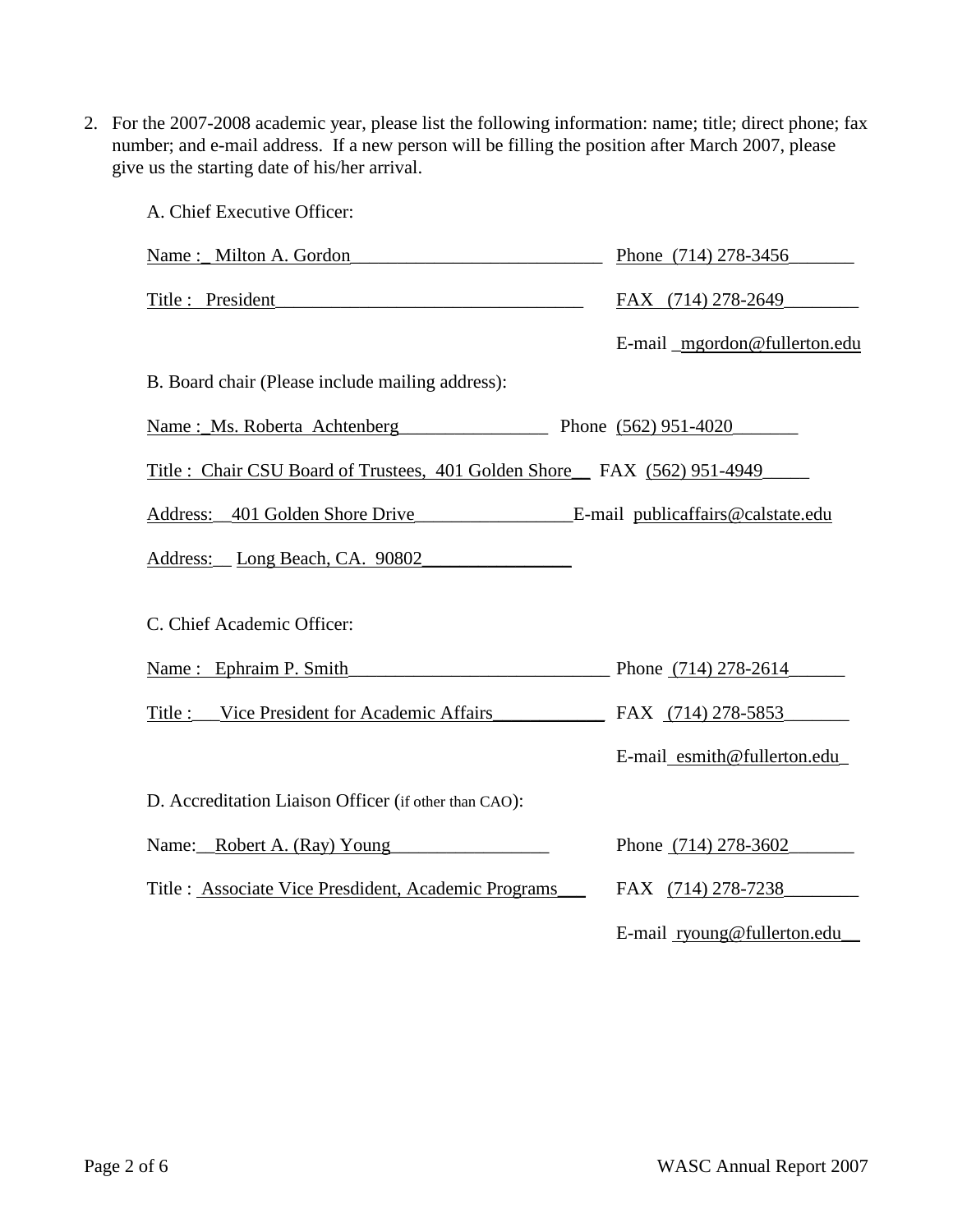2. For the 2007-2008 academic year, please list the following information: name; title; direct phone; fax number; and e-mail address. If a new person will be filling the position after March 2007, please give us the starting date of his/her arrival.

A. Chief Executive Officer:

Name : Milton A. Gordon — Phone (714) 278-3456

Title : President — FAX (714) 278-2649

E-mail mgordon@fullerton.edu

B. Board chair (Please include mailing address):

Name : Ms. Roberta Achtenberg — Phone (562) 951-4020

Title : Chair CSU Board of Trustees, 401 Golden Shore — FAX (562) 951-4949

Address: 401 Golden Shore Drive — E-mail publicaffairs@calstate.edu

Address: Long Beach, CA. 90802

C. Chief Academic Officer:

Name : Ephraim P. Smith — Phone (714) 278-2614

Title : Vice President for Academic Affairs — FAX (714) 278-5853

E-mail esmith@fullerton.edu

D. Accreditation Liaison Officer (if other than CAO):

Name: Robert A. (Ray) Young — Phone (714) 278-3602

Title : Associate Vice Presdident, Academic Programs — FAX (714) 278-7238

E-mail ryoung@fullerton.edu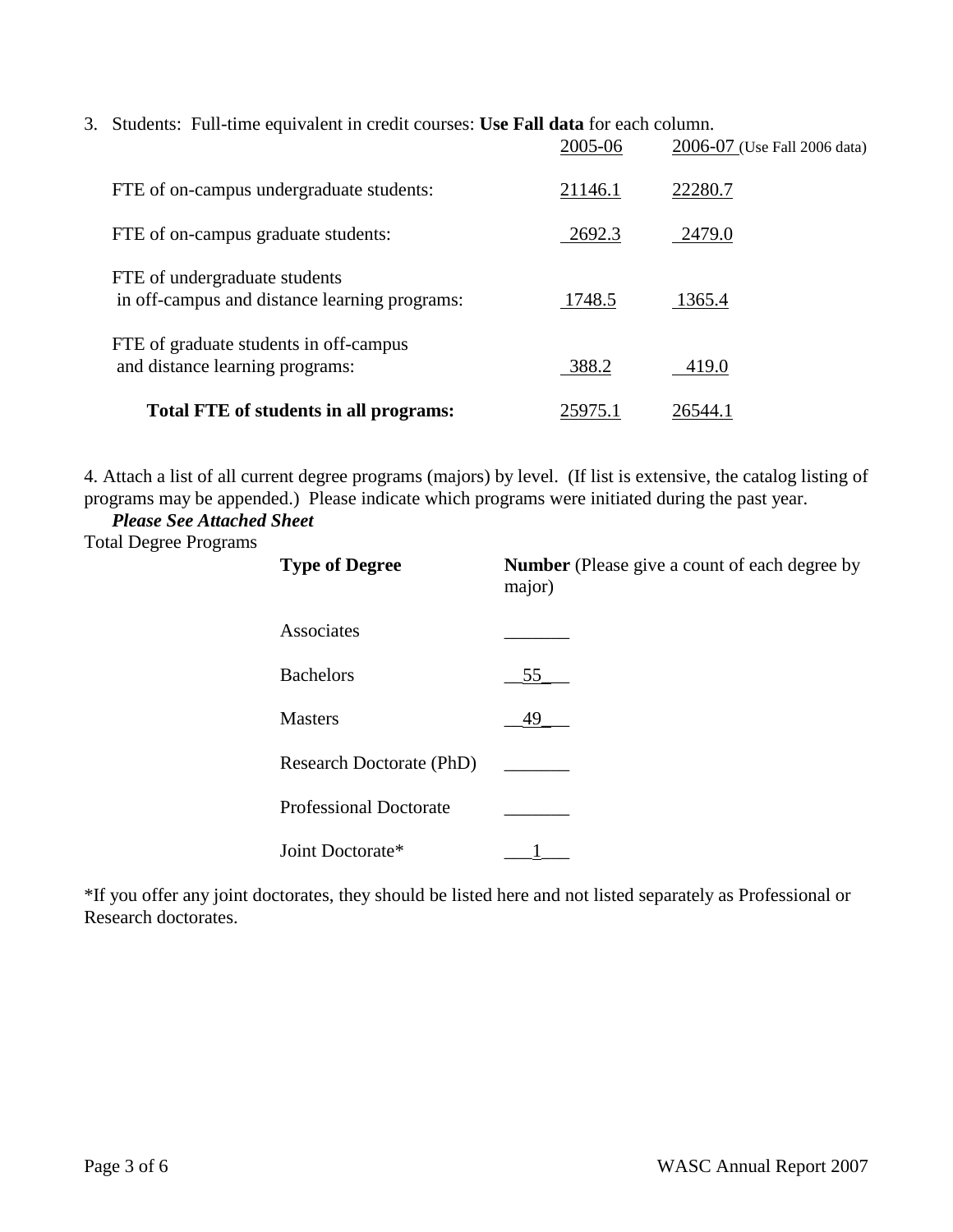3. Students: Full-time equivalent in credit courses: **Use Fall data** for each column.

| | 2005-06 | 2006-07 (Use Fall 2006 data) |
|---|---|---|
| FTE of on-campus undergraduate students: | 21146.1 | 22280.7 |
| FTE of on-campus graduate students: | 2692.3 | 2479.0 |
| FTE of undergraduate students in off-campus and distance learning programs: | 1748.5 | 1365.4 |
| FTE of graduate students in off-campus and distance learning programs: | 388.2 | 419.0 |
| **Total FTE of students in all programs:** | 25975.1 | 26544.1 |

4. Attach a list of all current degree programs (majors) by level. (If list is extensive, the catalog listing of programs may be appended.) Please indicate which programs were initiated during the past year.

***Please See Attached Sheet***

Total Degree Programs

| **Type of Degree** | **Number** (Please give a count of each degree by major) |
|---|---|
| Associates | |
| Bachelors | 55 |
| Masters | 49 |
| Research Doctorate (PhD) | |
| Professional Doctorate | |
| Joint Doctorate* | 1 |

*If you offer any joint doctorates, they should be listed here and not listed separately as Professional or Research doctorates.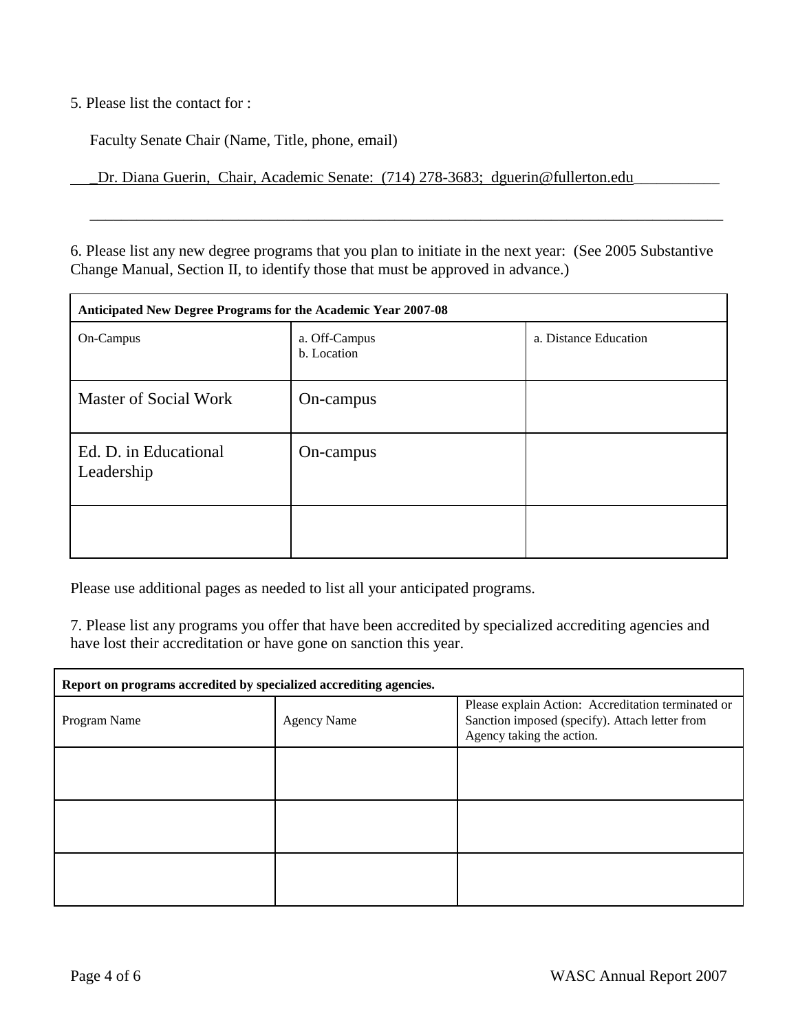5. Please list the contact for :

Faculty Senate Chair (Name, Title, phone, email)

Dr. Diana Guerin, Chair, Academic Senate: (714) 278-3683; dguerin@fullerton.edu

6. Please list any new degree programs that you plan to initiate in the next year: (See 2005 Substantive Change Manual, Section II, to identify those that must be approved in advance.)

| **Anticipated New Degree Programs for the Academic Year 2007-08** | | |
|---|---|---|
| On-Campus | a. Off-Campus<br>b. Location | a. Distance Education |
| Master of Social Work | On-campus | |
| Ed. D. in Educational Leadership | On-campus | |
| | | |

Please use additional pages as needed to list all your anticipated programs.

7. Please list any programs you offer that have been accredited by specialized accrediting agencies and have lost their accreditation or have gone on sanction this year.

| **Report on programs accredited by specialized accrediting agencies.** | | |
|---|---|---|
| Program Name | Agency Name | Please explain Action: Accreditation terminated or Sanction imposed (specify). Attach letter from Agency taking the action. |
| | | |
| | | |
| | | |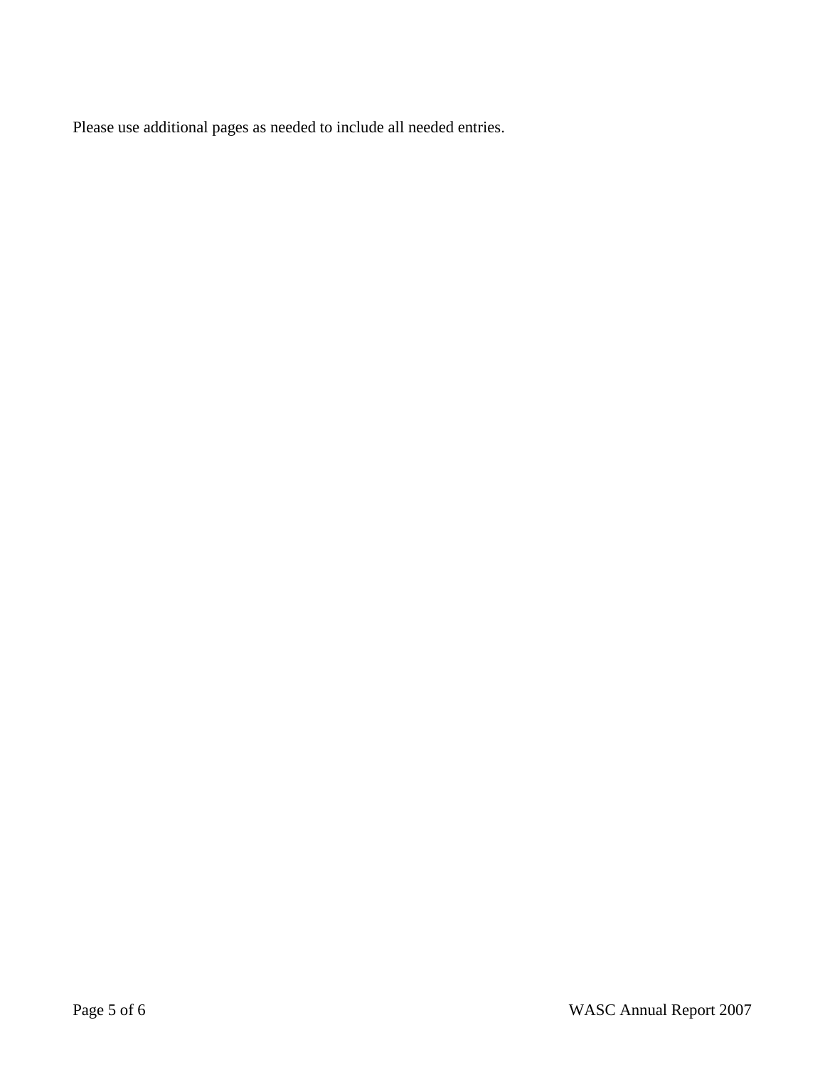Please use additional pages as needed to include all needed entries.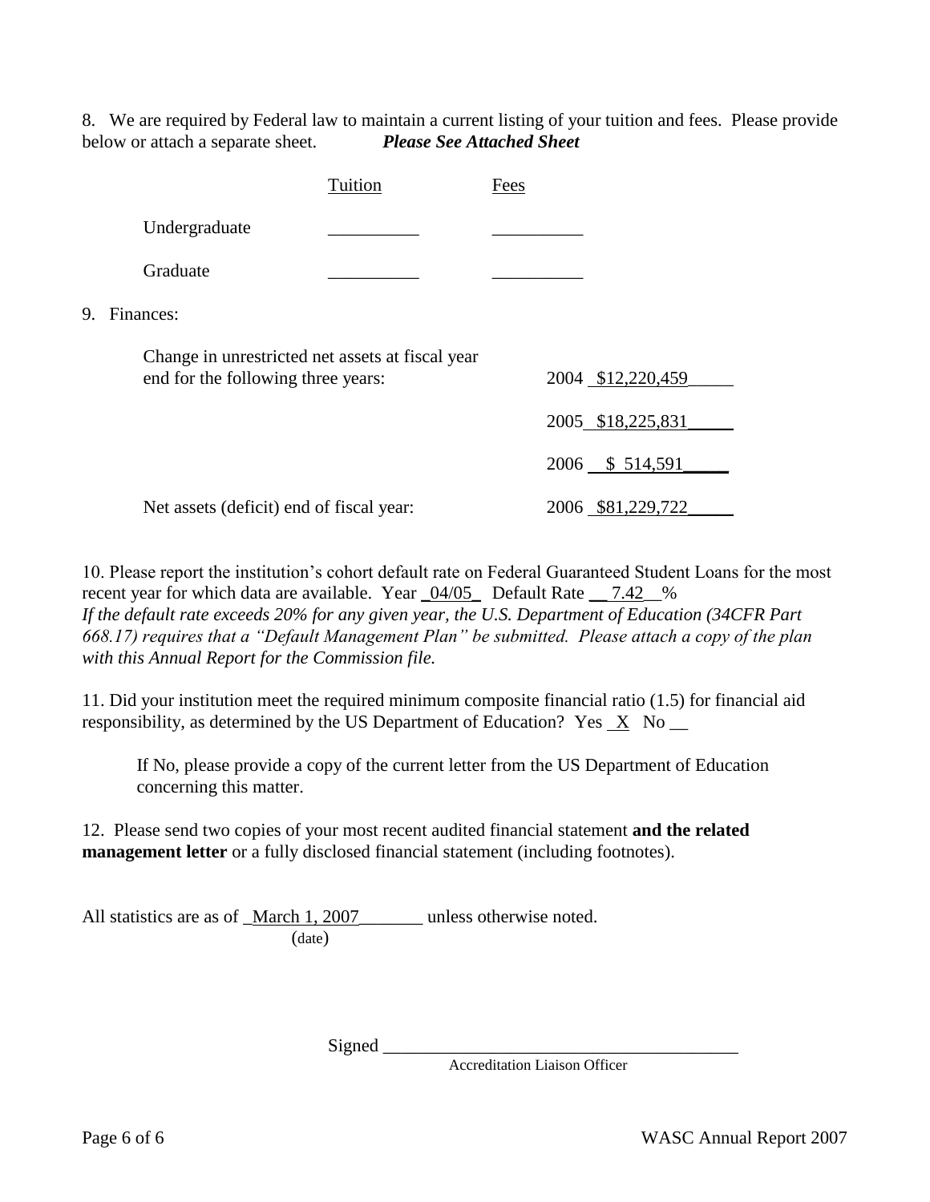8. We are required by Federal law to maintain a current listing of your tuition and fees. Please provide below or attach a separate sheet. ***Please See Attached Sheet***

| | Tuition | Fees |
|---|---|---|
| Undergraduate | __________ | __________ |
| Graduate | __________ | __________ |

9. Finances:

| | |
|---|---|
| Change in unrestricted net assets at fiscal year end for the following three years: | 2004 $12,220,459 |
| | 2005 $18,225,831 |
| | 2006 $ 514,591 |
| Net assets (deficit) end of fiscal year: | 2006 $81,229,722 |

10. Please report the institution's cohort default rate on Federal Guaranteed Student Loans for the most recent year for which data are available. Year 04/05 Default Rate 7.42 %
*If the default rate exceeds 20% for any given year, the U.S. Department of Education (34CFR Part 668.17) requires that a "Default Management Plan" be submitted. Please attach a copy of the plan with this Annual Report for the Commission file.*

11. Did your institution meet the required minimum composite financial ratio (1.5) for financial aid responsibility, as determined by the US Department of Education? Yes X No __

If No, please provide a copy of the current letter from the US Department of Education concerning this matter.

12. Please send two copies of your most recent audited financial statement **and the related management letter** or a fully disclosed financial statement (including footnotes).

All statistics are as of March 1, 2007 unless otherwise noted.
(date)

Signed ________________________________________
Accreditation Liaison Officer